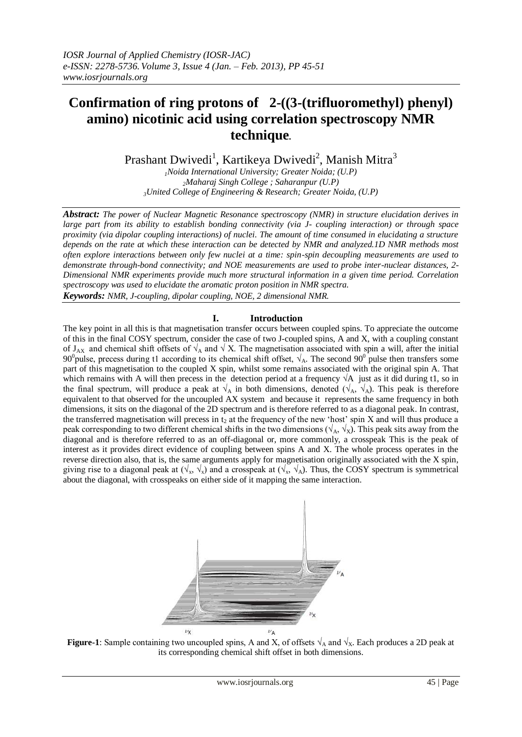# Confirmation of ring protons of 2-((3-(trifluoromethyl) phenyl) amino) nicotinic acid using correlation spectroscopy NMR technique.

Prashant Dwivedi[1], Kartikeya Dwivedi[2], Manish Mitra[3]

[1]*Noida International University; Greater Noida; (U.P)*
[2]*Maharaj Singh College ; Saharanpur (U.P)*
[3]*United College of Engineering & Research; Greater Noida, (U.P)*

***Abstract:*** *The power of Nuclear Magnetic Resonance spectroscopy (NMR) in structure elucidation derives in large part from its ability to establish bonding connectivity (via J- coupling interaction) or through space proximity (via dipolar coupling interactions) of nuclei. The amount of time consumed in elucidating a structure depends on the rate at which these interaction can be detected by NMR and analyzed.1D NMR methods most often explore interactions between only few nuclei at a time: spin-spin decoupling measurements are used to demonstrate through-bond connectivity; and NOE measurements are used to probe inter-nuclear distances, 2-Dimensional NMR experiments provide much more structural information in a given time period. Correlation spectroscopy was used to elucidate the aromatic proton position in NMR spectra.*

***Keywords:*** *NMR, J-coupling, dipolar coupling, NOE, 2 dimensional NMR.*

## I. Introduction

The key point in all this is that magnetisation transfer occurs between coupled spins. To appreciate the outcome of this in the final COSY spectrum, consider the case of two J-coupled spins, A and X, with a coupling constant of $J_{AX}$ and chemical shift offsets of $\surd_A$ and $\surd$ X. The magnetisation associated with spin a will, after the initial $90^0$pulse, precess during t1 according to its chemical shift offset, $\surd_A$. The second $90^0$ pulse then transfers some part of this magnetisation to the coupled X spin, whilst some remains associated with the original spin A. That which remains with A will then precess in the detection period at a frequency $\surd$A just as it did during t1, so in the final spectrum, will produce a peak at $\surd_A$ in both dimensions, denoted ($\surd_A$, $\surd_A$). This peak is therefore equivalent to that observed for the uncoupled AX system and because it represents the same frequency in both dimensions, it sits on the diagonal of the 2D spectrum and is therefore referred to as a diagonal peak. In contrast, the transferred magnetisation will precess in $t_2$ at the frequency of the new 'host' spin X and will thus produce a peak corresponding to two different chemical shifts in the two dimensions ($\surd_A$, $\surd_X$). This peak sits away from the diagonal and is therefore referred to as an off-diagonal or, more commonly, a crosspeak This is the peak of interest as it provides direct evidence of coupling between spins A and X. The whole process operates in the reverse direction also, that is, the same arguments apply for magnetisation originally associated with the X spin, giving rise to a diagonal peak at ($\surd_x$, $\surd_x$) and a crosspeak at ($\surd_x$, $\surd_A$). Thus, the COSY spectrum is symmetrical about the diagonal, with crosspeaks on either side of it mapping the same interaction.

**Figure-1**: Sample containing two uncoupled spins, A and X, of offsets $\surd_A$ and $\surd_X$. Each produces a 2D peak at its corresponding chemical shift offset in both dimensions.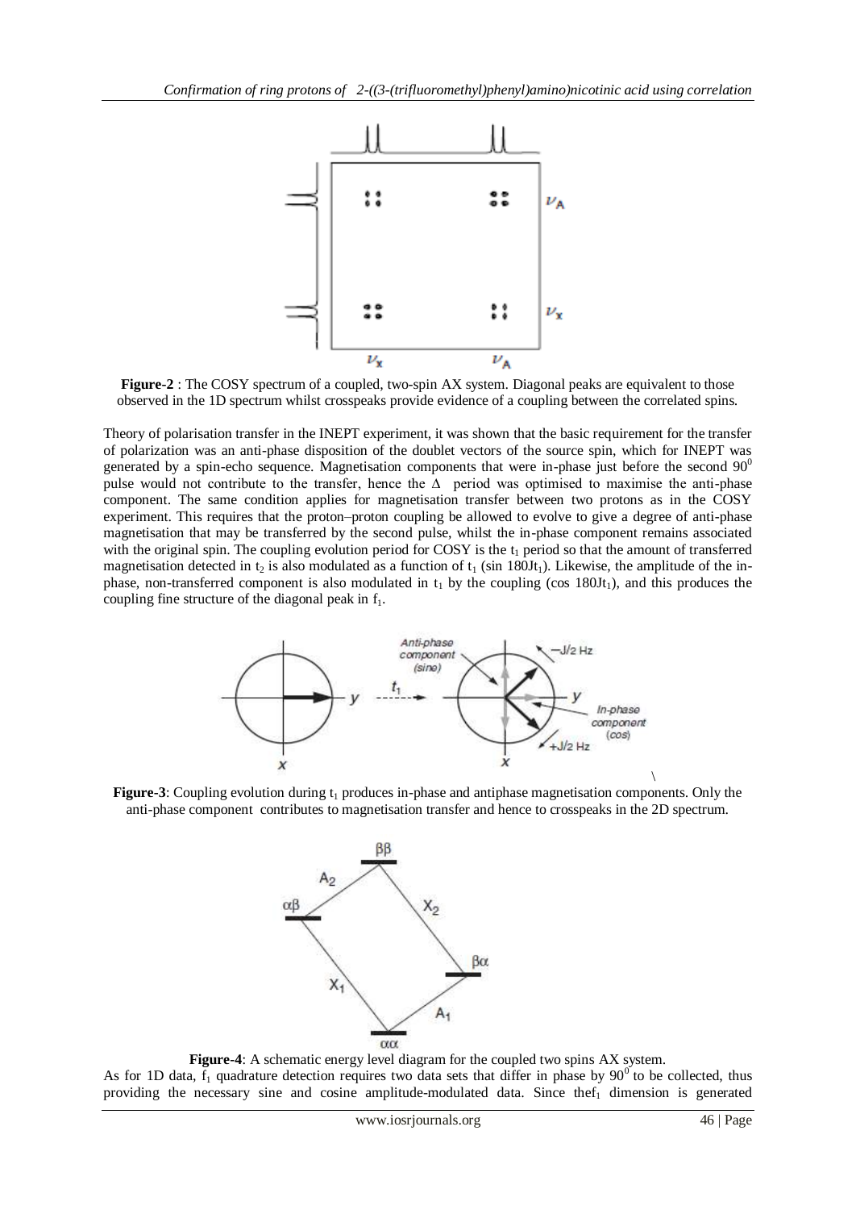**Figure-2** : The COSY spectrum of a coupled, two-spin AX system. Diagonal peaks are equivalent to those observed in the 1D spectrum whilst crosspeaks provide evidence of a coupling between the correlated spins.

Theory of polarisation transfer in the INEPT experiment, it was shown that the basic requirement for the transfer of polarization was an anti-phase disposition of the doublet vectors of the source spin, which for INEPT was generated by a spin-echo sequence. Magnetisation components that were in-phase just before the second $90^0$ pulse would not contribute to the transfer, hence the $\Delta$ period was optimised to maximise the anti-phase component. The same condition applies for magnetisation transfer between two protons as in the COSY experiment. This requires that the proton–proton coupling be allowed to evolve to give a degree of anti-phase magnetisation that may be transferred by the second pulse, whilst the in-phase component remains associated with the original spin. The coupling evolution period for COSY is the $t_1$ period so that the amount of transferred magnetisation detected in $t_2$ is also modulated as a function of $t_1$ (sin $180Jt_1$). Likewise, the amplitude of the in-phase, non-transferred component is also modulated in $t_1$ by the coupling (cos $180Jt_1$), and this produces the coupling fine structure of the diagonal peak in $f_1$.

**Figure-3**: Coupling evolution during $t_1$ produces in-phase and antiphase magnetisation components. Only the anti-phase component contributes to magnetisation transfer and hence to crosspeaks in the 2D spectrum.

**Figure-4**: A schematic energy level diagram for the coupled two spins AX system.

As for 1D data, $f_1$ quadrature detection requires two data sets that differ in phase by $90^0$ to be collected, thus providing the necessary sine and cosine amplitude-modulated data. Since the $f_1$ dimension is generated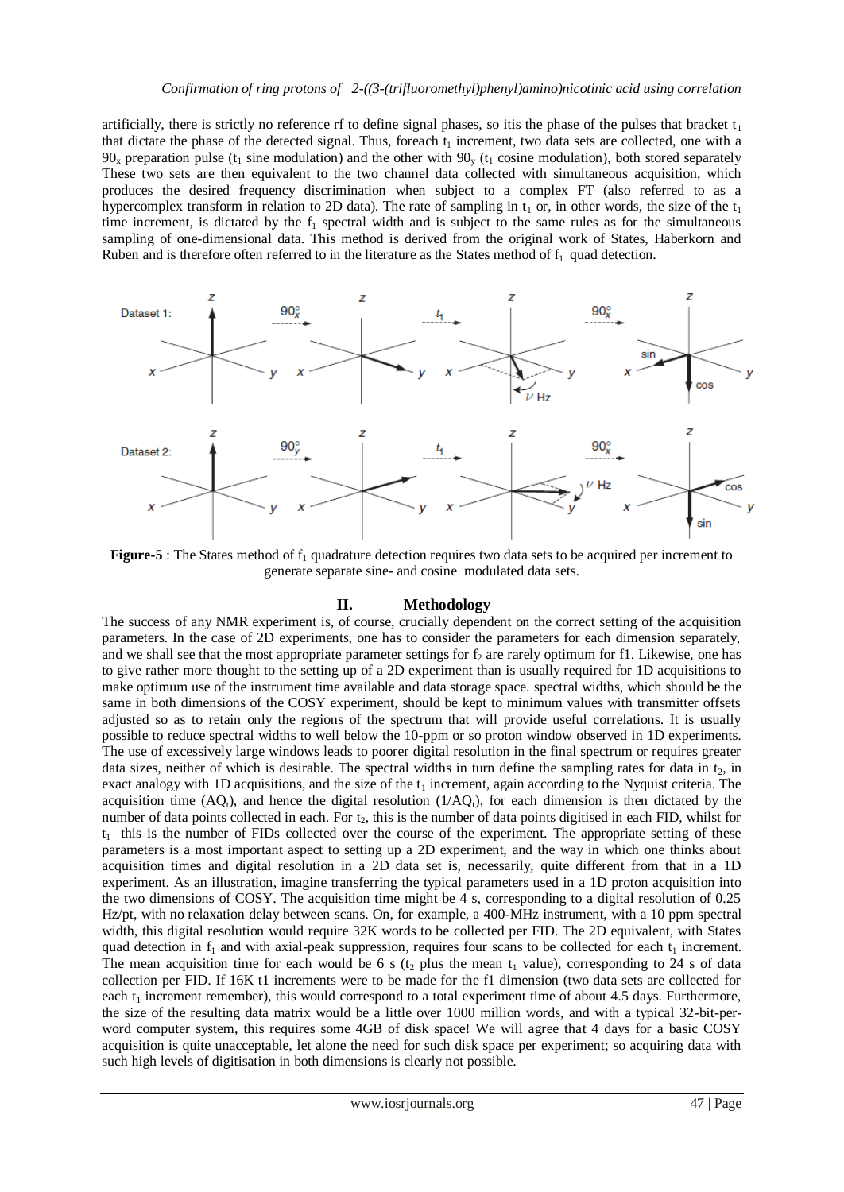artificially, there is strictly no reference rf to define signal phases, so itis the phase of the pulses that bracket $t_1$ that dictate the phase of the detected signal. Thus, foreach $t_1$ increment, two data sets are collected, one with a $90_x$ preparation pulse ($t_1$ sine modulation) and the other with $90_y$ ($t_1$ cosine modulation), both stored separately These two sets are then equivalent to the two channel data collected with simultaneous acquisition, which produces the desired frequency discrimination when subject to a complex FT (also referred to as a hypercomplex transform in relation to 2D data). The rate of sampling in $t_1$ or, in other words, the size of the $t_1$ time increment, is dictated by the $f_1$ spectral width and is subject to the same rules as for the simultaneous sampling of one-dimensional data. This method is derived from the original work of States, Haberkorn and Ruben and is therefore often referred to in the literature as the States method of $f_1$ quad detection.

**Figure-5** : The States method of $f_1$ quadrature detection requires two data sets to be acquired per increment to generate separate sine- and cosine modulated data sets.

## II. Methodology

The success of any NMR experiment is, of course, crucially dependent on the correct setting of the acquisition parameters. In the case of 2D experiments, one has to consider the parameters for each dimension separately, and we shall see that the most appropriate parameter settings for $f_2$ are rarely optimum for f1. Likewise, one has to give rather more thought to the setting up of a 2D experiment than is usually required for 1D acquisitions to make optimum use of the instrument time available and data storage space. spectral widths, which should be the same in both dimensions of the COSY experiment, should be kept to minimum values with transmitter offsets adjusted so as to retain only the regions of the spectrum that will provide useful correlations. It is usually possible to reduce spectral widths to well below the 10-ppm or so proton window observed in 1D experiments. The use of excessively large windows leads to poorer digital resolution in the final spectrum or requires greater data sizes, neither of which is desirable. The spectral widths in turn define the sampling rates for data in $t_2$, in exact analogy with 1D acquisitions, and the size of the $t_1$ increment, again according to the Nyquist criteria. The acquisition time ($AQ_t$), and hence the digital resolution ($1/AQ_t$), for each dimension is then dictated by the number of data points collected in each. For $t_2$, this is the number of data points digitised in each FID, whilst for $t_1$ this is the number of FIDs collected over the course of the experiment. The appropriate setting of these parameters is a most important aspect to setting up a 2D experiment, and the way in which one thinks about acquisition times and digital resolution in a 2D data set is, necessarily, quite different from that in a 1D experiment. As an illustration, imagine transferring the typical parameters used in a 1D proton acquisition into the two dimensions of COSY. The acquisition time might be 4 s, corresponding to a digital resolution of 0.25 Hz/pt, with no relaxation delay between scans. On, for example, a 400-MHz instrument, with a 10 ppm spectral width, this digital resolution would require 32K words to be collected per FID. The 2D equivalent, with States quad detection in $f_1$ and with axial-peak suppression, requires four scans to be collected for each $t_1$ increment. The mean acquisition time for each would be 6 s ($t_2$ plus the mean $t_1$ value), corresponding to 24 s of data collection per FID. If 16K t1 increments were to be made for the f1 dimension (two data sets are collected for each $t_1$ increment remember), this would correspond to a total experiment time of about 4.5 days. Furthermore, the size of the resulting data matrix would be a little over 1000 million words, and with a typical 32-bit-per-word computer system, this requires some 4GB of disk space! We will agree that 4 days for a basic COSY acquisition is quite unacceptable, let alone the need for such disk space per experiment; so acquiring data with such high levels of digitisation in both dimensions is clearly not possible.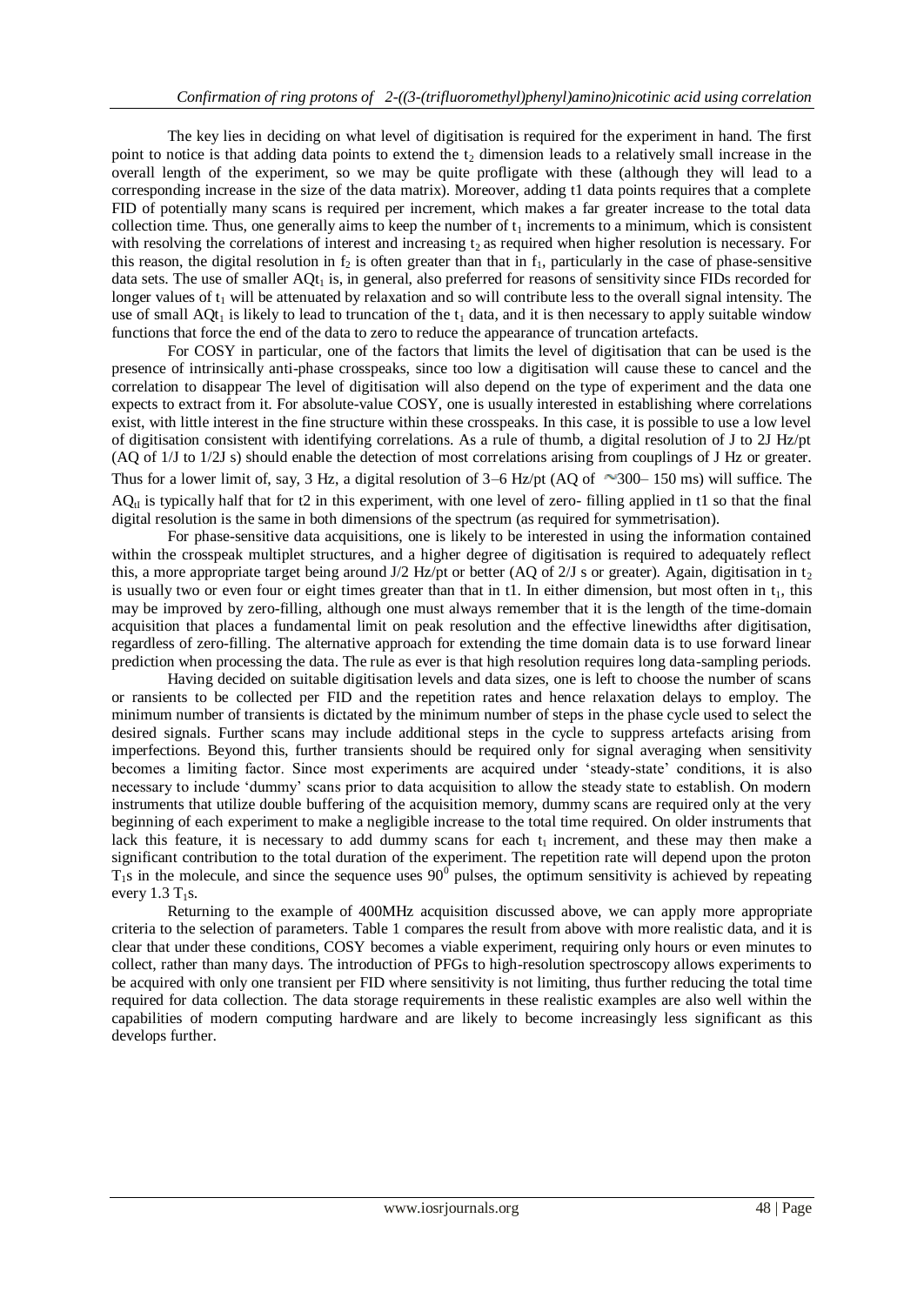The key lies in deciding on what level of digitisation is required for the experiment in hand. The first point to notice is that adding data points to extend the $t_2$ dimension leads to a relatively small increase in the overall length of the experiment, so we may be quite profligate with these (although they will lead to a corresponding increase in the size of the data matrix). Moreover, adding t1 data points requires that a complete FID of potentially many scans is required per increment, which makes a far greater increase to the total data collection time. Thus, one generally aims to keep the number of $t_1$ increments to a minimum, which is consistent with resolving the correlations of interest and increasing $t_2$ as required when higher resolution is necessary. For this reason, the digital resolution in $f_2$ is often greater than that in $f_1$, particularly in the case of phase-sensitive data sets. The use of smaller $AQt_1$ is, in general, also preferred for reasons of sensitivity since FIDs recorded for longer values of $t_1$ will be attenuated by relaxation and so will contribute less to the overall signal intensity. The use of small $AQt_1$ is likely to lead to truncation of the $t_1$ data, and it is then necessary to apply suitable window functions that force the end of the data to zero to reduce the appearance of truncation artefacts.

For COSY in particular, one of the factors that limits the level of digitisation that can be used is the presence of intrinsically anti-phase crosspeaks, since too low a digitisation will cause these to cancel and the correlation to disappear The level of digitisation will also depend on the type of experiment and the data one expects to extract from it. For absolute-value COSY, one is usually interested in establishing where correlations exist, with little interest in the fine structure within these crosspeaks. In this case, it is possible to use a low level of digitisation consistent with identifying correlations. As a rule of thumb, a digital resolution of J to 2J Hz/pt (AQ of 1/J to 1/2J s) should enable the detection of most correlations arising from couplings of J Hz or greater. Thus for a lower limit of, say, 3 Hz, a digital resolution of 3–6 Hz/pt (AQ of ~300– 150 ms) will suffice. The $AQ_{tl}$ is typically half that for t2 in this experiment, with one level of zero- filling applied in t1 so that the final digital resolution is the same in both dimensions of the spectrum (as required for symmetrisation).

For phase-sensitive data acquisitions, one is likely to be interested in using the information contained within the crosspeak multiplet structures, and a higher degree of digitisation is required to adequately reflect this, a more appropriate target being around J/2 Hz/pt or better (AQ of 2/J s or greater). Again, digitisation in $t_2$ is usually two or even four or eight times greater than that in t1. In either dimension, but most often in $t_1$, this may be improved by zero-filling, although one must always remember that it is the length of the time-domain acquisition that places a fundamental limit on peak resolution and the effective linewidths after digitisation, regardless of zero-filling. The alternative approach for extending the time domain data is to use forward linear prediction when processing the data. The rule as ever is that high resolution requires long data-sampling periods.

Having decided on suitable digitisation levels and data sizes, one is left to choose the number of scans or ransients to be collected per FID and the repetition rates and hence relaxation delays to employ. The minimum number of transients is dictated by the minimum number of steps in the phase cycle used to select the desired signals. Further scans may include additional steps in the cycle to suppress artefacts arising from imperfections. Beyond this, further transients should be required only for signal averaging when sensitivity becomes a limiting factor. Since most experiments are acquired under 'steady-state' conditions, it is also necessary to include 'dummy' scans prior to data acquisition to allow the steady state to establish. On modern instruments that utilize double buffering of the acquisition memory, dummy scans are required only at the very beginning of each experiment to make a negligible increase to the total time required. On older instruments that lack this feature, it is necessary to add dummy scans for each $t_1$ increment, and these may then make a significant contribution to the total duration of the experiment. The repetition rate will depend upon the proton $T_1$s in the molecule, and since the sequence uses $90^0$ pulses, the optimum sensitivity is achieved by repeating every 1.3 $T_1$s.

Returning to the example of 400MHz acquisition discussed above, we can apply more appropriate criteria to the selection of parameters. Table 1 compares the result from above with more realistic data, and it is clear that under these conditions, COSY becomes a viable experiment, requiring only hours or even minutes to collect, rather than many days. The introduction of PFGs to high-resolution spectroscopy allows experiments to be acquired with only one transient per FID where sensitivity is not limiting, thus further reducing the total time required for data collection. The data storage requirements in these realistic examples are also well within the capabilities of modern computing hardware and are likely to become increasingly less significant as this develops further.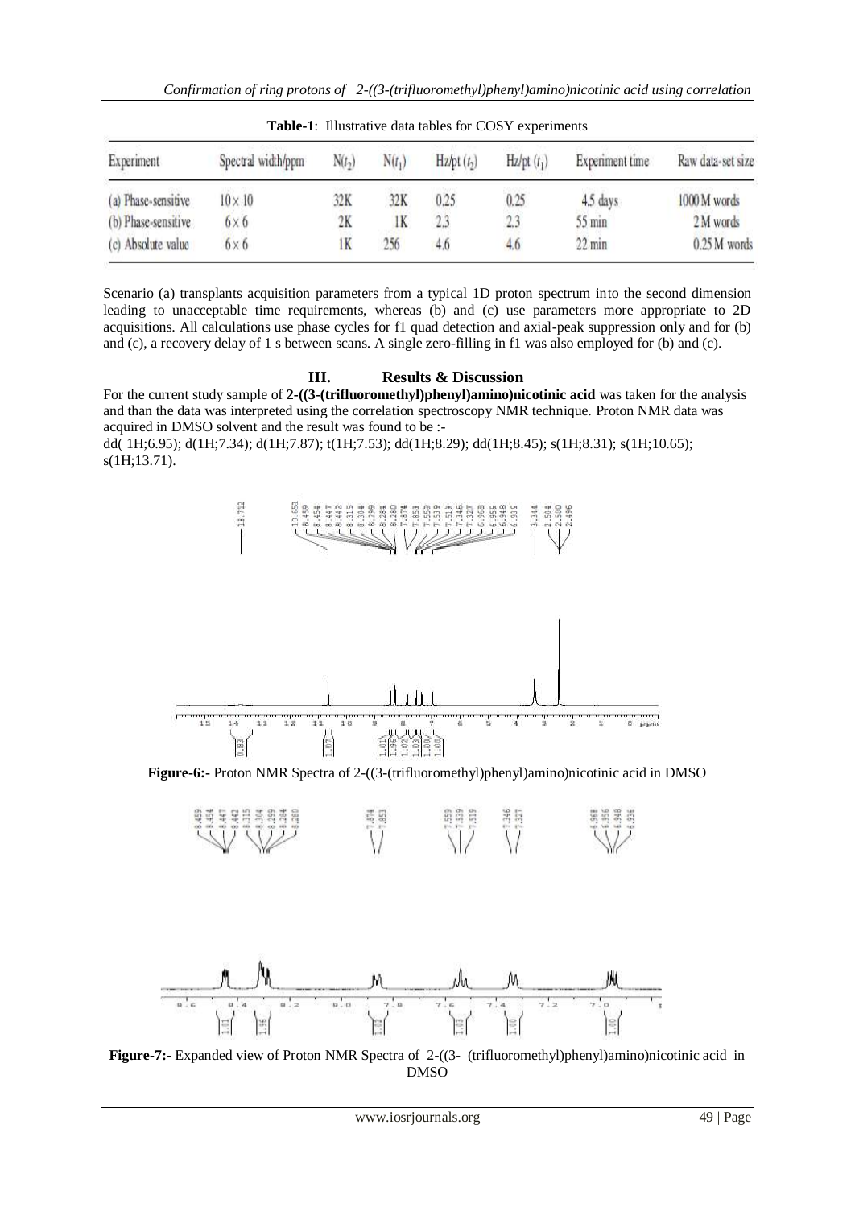**Table-1**: Illustrative data tables for COSY experiments

| Experiment | Spectral width/ppm | $N(t_2)$ | $N(t_1)$ | Hz/pt $(t_2)$ | Hz/pt $(t_1)$ | Experiment time | Raw data-set size |
|---|---|---|---|---|---|---|---|
| (a) Phase-sensitive | $10 \times 10$ | 32K | 32K | 0.25 | 0.25 | 4.5 days | 1000 M words |
| (b) Phase-sensitive | $6 \times 6$ | 2K | 1K | 2.3 | 2.3 | 55 min | 2 M words |
| (c) Absolute value | $6 \times 6$ | 1K | 256 | 4.6 | 4.6 | 22 min | 0.25 M words |

Scenario (a) transplants acquisition parameters from a typical 1D proton spectrum into the second dimension leading to unacceptable time requirements, whereas (b) and (c) use parameters more appropriate to 2D acquisitions. All calculations use phase cycles for f1 quad detection and axial-peak suppression only and for (b) and (c), a recovery delay of 1 s between scans. A single zero-filling in f1 was also employed for (b) and (c).

## III. Results & Discussion

For the current study sample of **2-((3-(trifluoromethyl)phenyl)amino)nicotinic acid** was taken for the analysis and than the data was interpreted using the correlation spectroscopy NMR technique. Proton NMR data was acquired in DMSO solvent and the result was found to be :-

dd( 1H;6.95); d(1H;7.34); d(1H;7.87); t(1H;7.53); dd(1H;8.29); dd(1H;8.45); s(1H;8.31); s(1H;10.65); s(1H;13.71).

**Figure-6:-** Proton NMR Spectra of 2-((3-(trifluoromethyl)phenyl)amino)nicotinic acid in DMSO

**Figure-7:-** Expanded view of Proton NMR Spectra of 2-((3- (trifluoromethyl)phenyl)amino)nicotinic acid in DMSO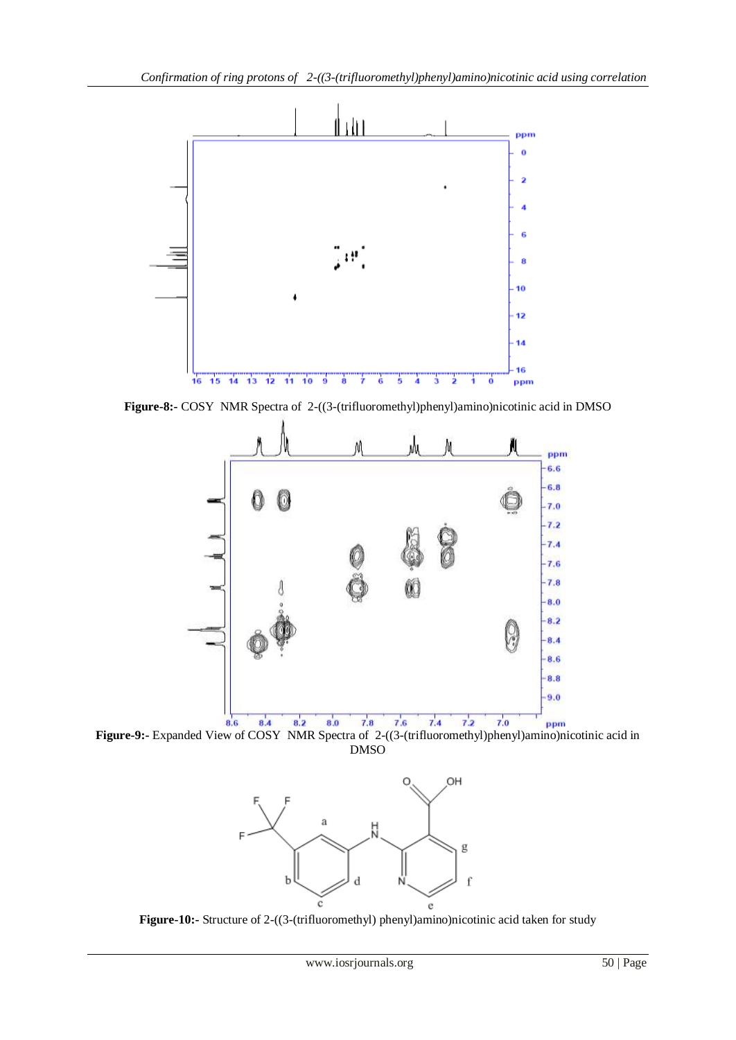**Figure-8:-** COSY NMR Spectra of 2-((3-(trifluoromethyl)phenyl)amino)nicotinic acid in DMSO

**Figure-9:-** Expanded View of COSY NMR Spectra of 2-((3-(trifluoromethyl)phenyl)amino)nicotinic acid in DMSO

**Figure-10:-** Structure of 2-((3-(trifluoromethyl) phenyl)amino)nicotinic acid taken for study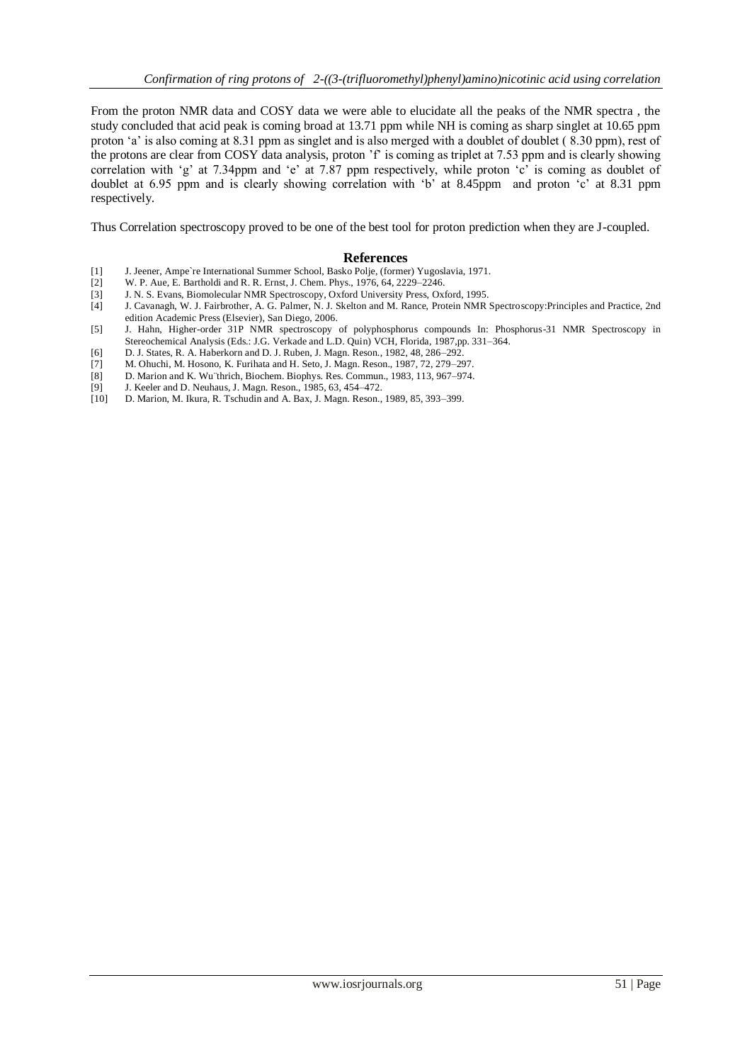From the proton NMR data and COSY data we were able to elucidate all the peaks of the NMR spectra , the study concluded that acid peak is coming broad at 13.71 ppm while NH is coming as sharp singlet at 10.65 ppm proton 'a' is also coming at 8.31 ppm as singlet and is also merged with a doublet of doublet ( 8.30 ppm), rest of the protons are clear from COSY data analysis, proton 'f' is coming as triplet at 7.53 ppm and is clearly showing correlation with 'g' at 7.34ppm and 'e' at 7.87 ppm respectively, while proton 'c' is coming as doublet of doublet at 6.95 ppm and is clearly showing correlation with 'b' at 8.45ppm and proton 'c' at 8.31 ppm respectively.

Thus Correlation spectroscopy proved to be one of the best tool for proton prediction when they are J-coupled.

## References

[1] J. Jeener, Ampe`re International Summer School, Basko Polje, (former) Yugoslavia, 1971.
[2] W. P. Aue, E. Bartholdi and R. R. Ernst, J. Chem. Phys., 1976, 64, 2229–2246.
[3] J. N. S. Evans, Biomolecular NMR Spectroscopy, Oxford University Press, Oxford, 1995.
[4] J. Cavanagh, W. J. Fairbrother, A. G. Palmer, N. J. Skelton and M. Rance, Protein NMR Spectroscopy:Principles and Practice, 2nd edition Academic Press (Elsevier), San Diego, 2006.
[5] J. Hahn, Higher-order 31P NMR spectroscopy of polyphosphorus compounds In: Phosphorus-31 NMR Spectroscopy in Stereochemical Analysis (Eds.: J.G. Verkade and L.D. Quin) VCH, Florida, 1987,pp. 331–364.
[6] D. J. States, R. A. Haberkorn and D. J. Ruben, J. Magn. Reson., 1982, 48, 286–292.
[7] M. Ohuchi, M. Hosono, K. Furihata and H. Seto, J. Magn. Reson., 1987, 72, 279–297.
[8] D. Marion and K. Wu¨thrich, Biochem. Biophys. Res. Commun., 1983, 113, 967–974.
[9] J. Keeler and D. Neuhaus, J. Magn. Reson., 1985, 63, 454–472.
[10] D. Marion, M. Ikura, R. Tschudin and A. Bax, J. Magn. Reson., 1989, 85, 393–399.